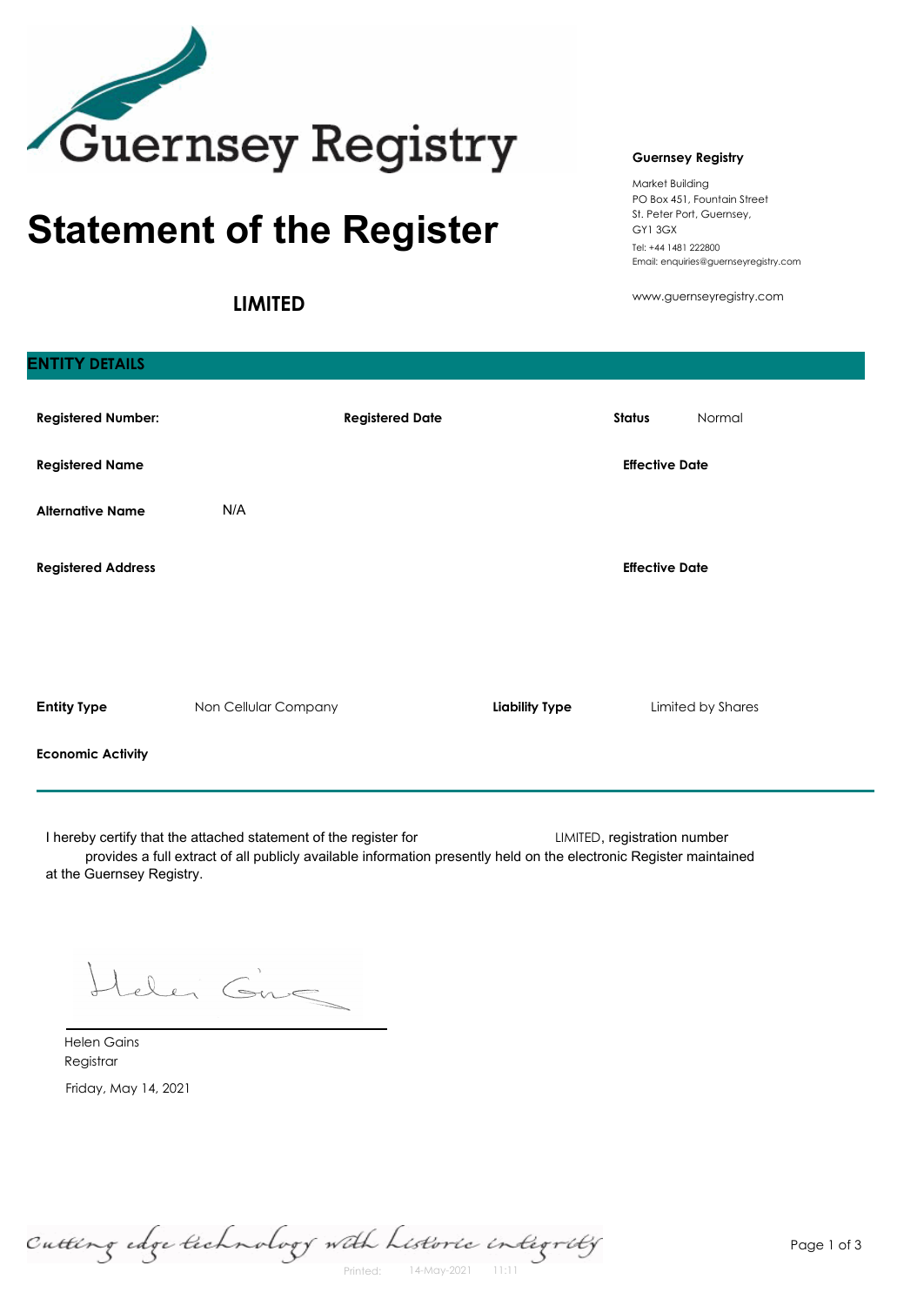Guernsey Registry

# Statement of the Register

**Guernsey Registry**

Market Building
PO Box 451, Fountain Street
St. Peter Port, Guernsey,
GY1 3GX
Tel: +44 1481 222800
Email: enquiries@guernseyregistry.com

www.guernseyregistry.com

**LIMITED**

## ENTITY DETAILS

**Registered Number:** **Registered Date** **Status** Normal

**Registered Name** **Effective Date**

**Alternative Name** N/A

**Registered Address** **Effective Date**

**Entity Type** Non Cellular Company **Liability Type** Limited by Shares

**Economic Activity**

I hereby certify that the attached statement of the register for LIMITED, registration number provides a full extract of all publicly available information presently held on the electronic Register maintained at the Guernsey Registry.

Helen Gains
Registrar

Friday, May 14, 2021

Cutting edge technology with historic integrity

Printed: 14-May-2021 11:11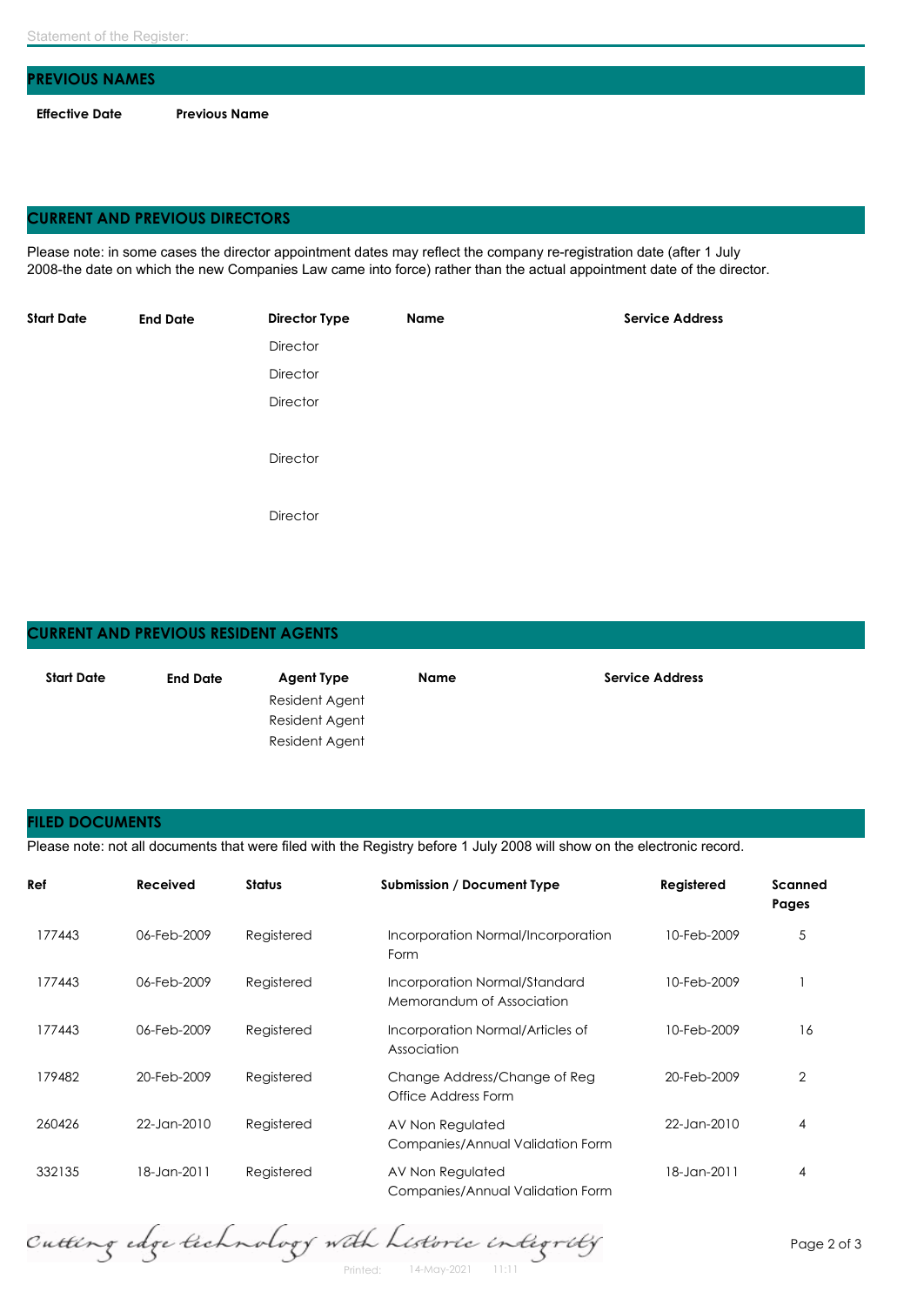Statement of the Register:

## PREVIOUS NAMES

| Effective Date | Previous Name |
|---|---|

## CURRENT AND PREVIOUS DIRECTORS

Please note: in some cases the director appointment dates may reflect the company re-registration date (after 1 July 2008-the date on which the new Companies Law came into force) rather than the actual appointment date of the director.

| Start Date | End Date | Director Type | Name | Service Address |
|---|---|---|---|---|
| | | Director | | |
| | | Director | | |
| | | Director | | |
| | | Director | | |
| | | Director | | |

## CURRENT AND PREVIOUS RESIDENT AGENTS

| Start Date | End Date | Agent Type | Name | Service Address |
|---|---|---|---|---|
| | | Resident Agent | | |
| | | Resident Agent | | |
| | | Resident Agent | | |

## FILED DOCUMENTS

Please note: not all documents that were filed with the Registry before 1 July 2008 will show on the electronic record.

| Ref | Received | Status | Submission / Document Type | Registered | Scanned Pages |
|---|---|---|---|---|---|
| 177443 | 06-Feb-2009 | Registered | Incorporation Normal/Incorporation Form | 10-Feb-2009 | 5 |
| 177443 | 06-Feb-2009 | Registered | Incorporation Normal/Standard Memorandum of Association | 10-Feb-2009 | 1 |
| 177443 | 06-Feb-2009 | Registered | Incorporation Normal/Articles of Association | 10-Feb-2009 | 16 |
| 179482 | 20-Feb-2009 | Registered | Change Address/Change of Reg Office Address Form | 20-Feb-2009 | 2 |
| 260426 | 22-Jan-2010 | Registered | AV Non Regulated Companies/Annual Validation Form | 22-Jan-2010 | 4 |
| 332135 | 18-Jan-2011 | Registered | AV Non Regulated Companies/Annual Validation Form | 18-Jan-2011 | 4 |

Cutting edge technology with historic integrity

Printed: 14-May-2021 11:11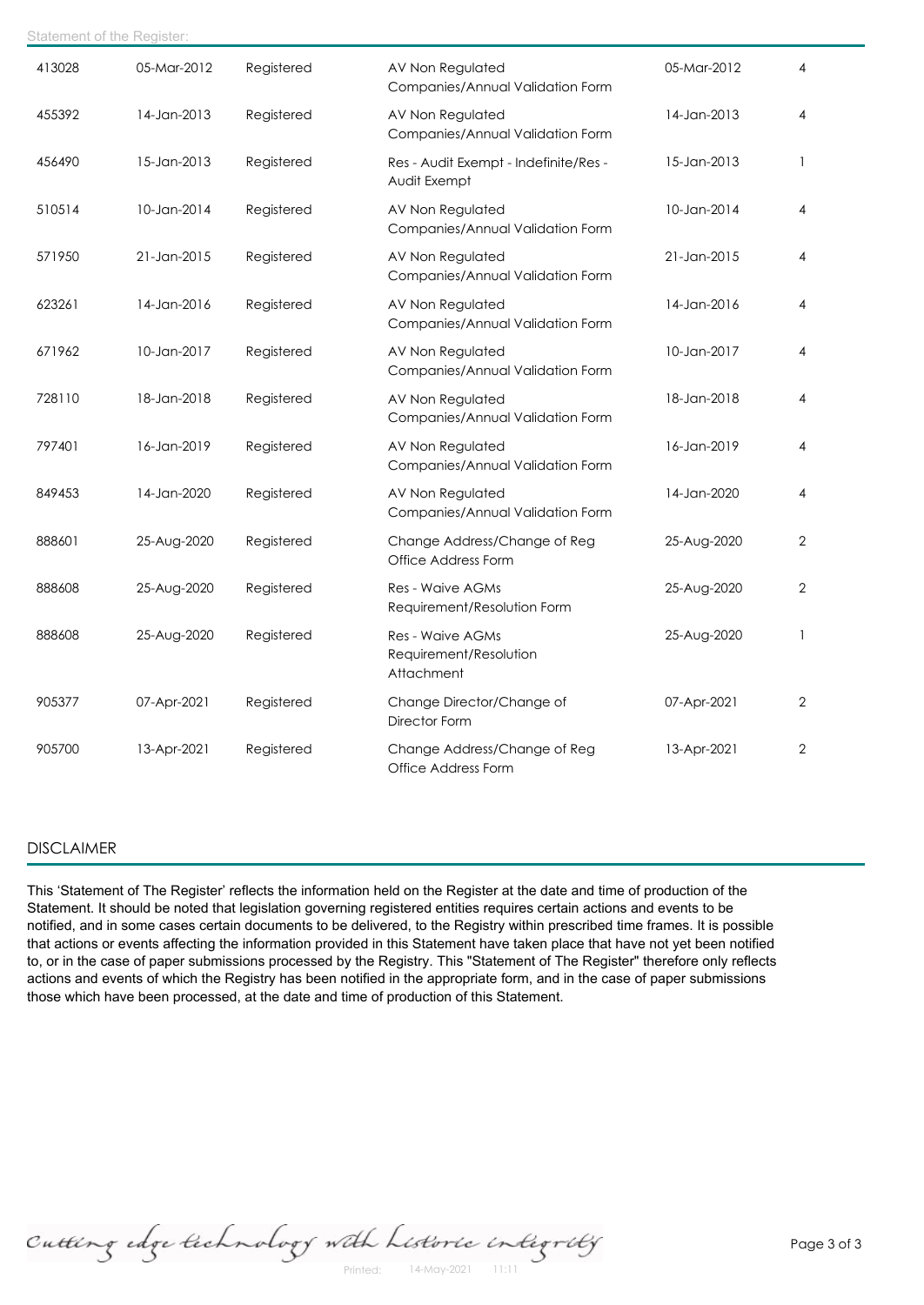| | | | | | |
|---|---|---|---|---|---|
| 413028 | 05-Mar-2012 | Registered | AV Non Regulated Companies/Annual Validation Form | 05-Mar-2012 | 4 |
| 455392 | 14-Jan-2013 | Registered | AV Non Regulated Companies/Annual Validation Form | 14-Jan-2013 | 4 |
| 456490 | 15-Jan-2013 | Registered | Res - Audit Exempt - Indefinite/Res - Audit Exempt | 15-Jan-2013 | 1 |
| 510514 | 10-Jan-2014 | Registered | AV Non Regulated Companies/Annual Validation Form | 10-Jan-2014 | 4 |
| 571950 | 21-Jan-2015 | Registered | AV Non Regulated Companies/Annual Validation Form | 21-Jan-2015 | 4 |
| 623261 | 14-Jan-2016 | Registered | AV Non Regulated Companies/Annual Validation Form | 14-Jan-2016 | 4 |
| 671962 | 10-Jan-2017 | Registered | AV Non Regulated Companies/Annual Validation Form | 10-Jan-2017 | 4 |
| 728110 | 18-Jan-2018 | Registered | AV Non Regulated Companies/Annual Validation Form | 18-Jan-2018 | 4 |
| 797401 | 16-Jan-2019 | Registered | AV Non Regulated Companies/Annual Validation Form | 16-Jan-2019 | 4 |
| 849453 | 14-Jan-2020 | Registered | AV Non Regulated Companies/Annual Validation Form | 14-Jan-2020 | 4 |
| 888601 | 25-Aug-2020 | Registered | Change Address/Change of Reg Office Address Form | 25-Aug-2020 | 2 |
| 888608 | 25-Aug-2020 | Registered | Res - Waive AGMs Requirement/Resolution Form | 25-Aug-2020 | 2 |
| 888608 | 25-Aug-2020 | Registered | Res - Waive AGMs Requirement/Resolution Attachment | 25-Aug-2020 | 1 |
| 905377 | 07-Apr-2021 | Registered | Change Director/Change of Director Form | 07-Apr-2021 | 2 |
| 905700 | 13-Apr-2021 | Registered | Change Address/Change of Reg Office Address Form | 13-Apr-2021 | 2 |

## DISCLAIMER

This 'Statement of The Register' reflects the information held on the Register at the date and time of production of the Statement. It should be noted that legislation governing registered entities requires certain actions and events to be notified, and in some cases certain documents to be delivered, to the Registry within prescribed time frames. It is possible that actions or events affecting the information provided in this Statement have taken place that have not yet been notified to, or in the case of paper submissions processed by the Registry. This "Statement of The Register" therefore only reflects actions and events of which the Registry has been notified in the appropriate form, and in the case of paper submissions those which have been processed, at the date and time of production of this Statement.